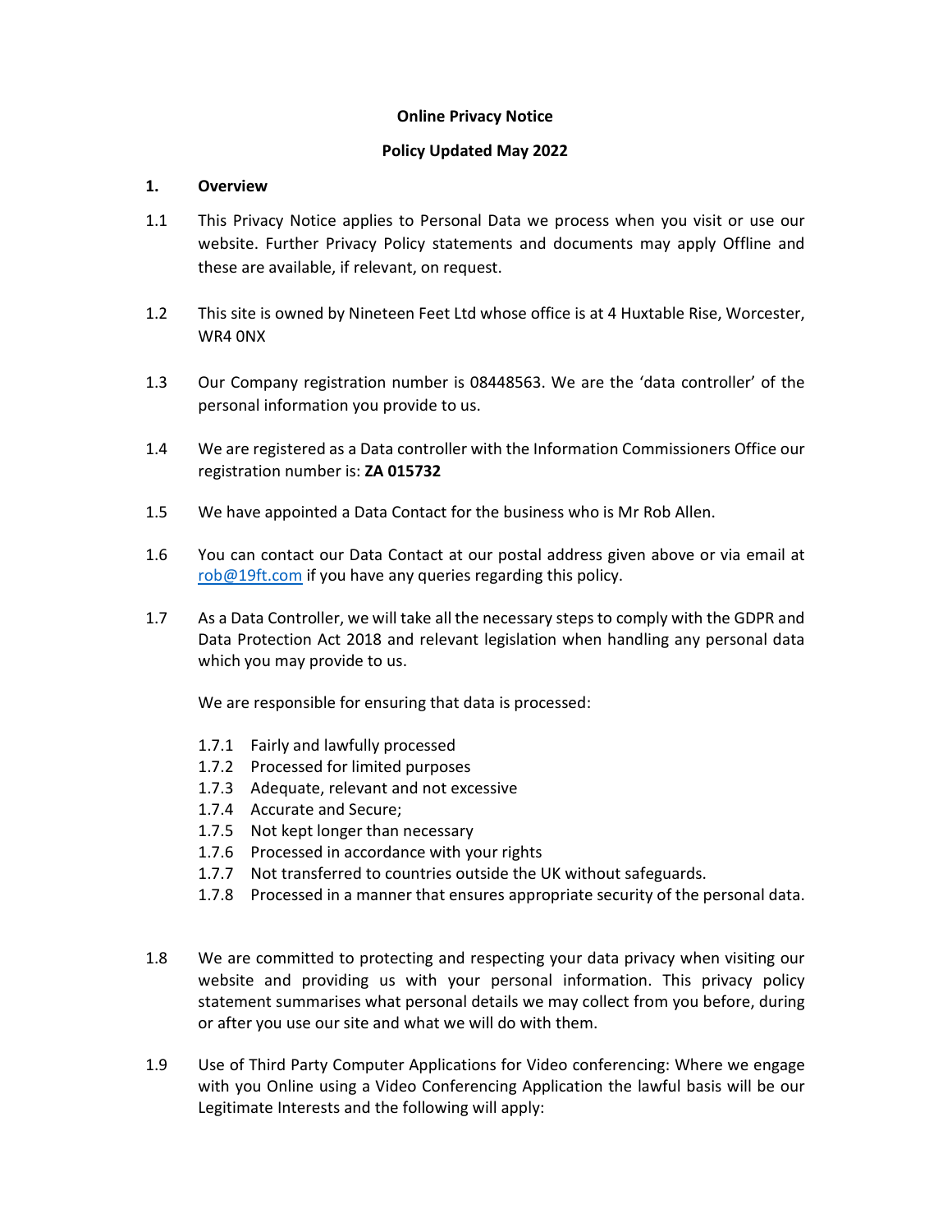**Online Privacy Notice**

**Policy Updated May 2022**

## 1. Overview

1.1 This Privacy Notice applies to Personal Data we process when you visit or use our website. Further Privacy Policy statements and documents may apply Offline and these are available, if relevant, on request.

1.2 This site is owned by Nineteen Feet Ltd whose office is at 4 Huxtable Rise, Worcester, WR4 0NX

1.3 Our Company registration number is 08448563. We are the 'data controller' of the personal information you provide to us.

1.4 We are registered as a Data controller with the Information Commissioners Office our registration number is: **ZA 015732**

1.5 We have appointed a Data Contact for the business who is Mr Rob Allen.

1.6 You can contact our Data Contact at our postal address given above or via email at [rob@19ft.com](mailto:rob@19ft.com) if you have any queries regarding this policy.

1.7 As a Data Controller, we will take all the necessary steps to comply with the GDPR and Data Protection Act 2018 and relevant legislation when handling any personal data which you may provide to us.

We are responsible for ensuring that data is processed:

- 1.7.1 Fairly and lawfully processed
- 1.7.2 Processed for limited purposes
- 1.7.3 Adequate, relevant and not excessive
- 1.7.4 Accurate and Secure;
- 1.7.5 Not kept longer than necessary
- 1.7.6 Processed in accordance with your rights
- 1.7.7 Not transferred to countries outside the UK without safeguards.
- 1.7.8 Processed in a manner that ensures appropriate security of the personal data.

1.8 We are committed to protecting and respecting your data privacy when visiting our website and providing us with your personal information. This privacy policy statement summarises what personal details we may collect from you before, during or after you use our site and what we will do with them.

1.9 Use of Third Party Computer Applications for Video conferencing: Where we engage with you Online using a Video Conferencing Application the lawful basis will be our Legitimate Interests and the following will apply: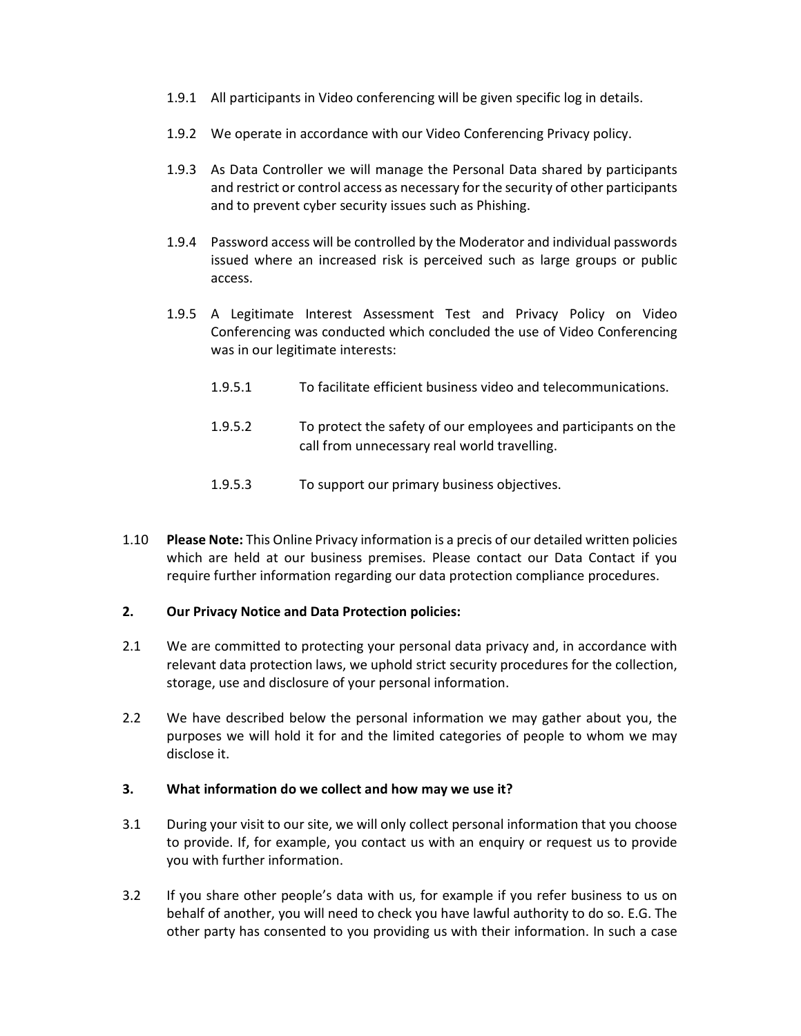1.9.1 All participants in Video conferencing will be given specific log in details.

1.9.2 We operate in accordance with our Video Conferencing Privacy policy.

1.9.3 As Data Controller we will manage the Personal Data shared by participants and restrict or control access as necessary for the security of other participants and to prevent cyber security issues such as Phishing.

1.9.4 Password access will be controlled by the Moderator and individual passwords issued where an increased risk is perceived such as large groups or public access.

1.9.5 A Legitimate Interest Assessment Test and Privacy Policy on Video Conferencing was conducted which concluded the use of Video Conferencing was in our legitimate interests:

1.9.5.1 To facilitate efficient business video and telecommunications.

1.9.5.2 To protect the safety of our employees and participants on the call from unnecessary real world travelling.

1.9.5.3 To support our primary business objectives.

1.10 **Please Note:** This Online Privacy information is a precis of our detailed written policies which are held at our business premises. Please contact our Data Contact if you require further information regarding our data protection compliance procedures.

**2. Our Privacy Notice and Data Protection policies:**

2.1 We are committed to protecting your personal data privacy and, in accordance with relevant data protection laws, we uphold strict security procedures for the collection, storage, use and disclosure of your personal information.

2.2 We have described below the personal information we may gather about you, the purposes we will hold it for and the limited categories of people to whom we may disclose it.

**3. What information do we collect and how may we use it?**

3.1 During your visit to our site, we will only collect personal information that you choose to provide. If, for example, you contact us with an enquiry or request us to provide you with further information.

3.2 If you share other people's data with us, for example if you refer business to us on behalf of another, you will need to check you have lawful authority to do so. E.G. The other party has consented to you providing us with their information. In such a case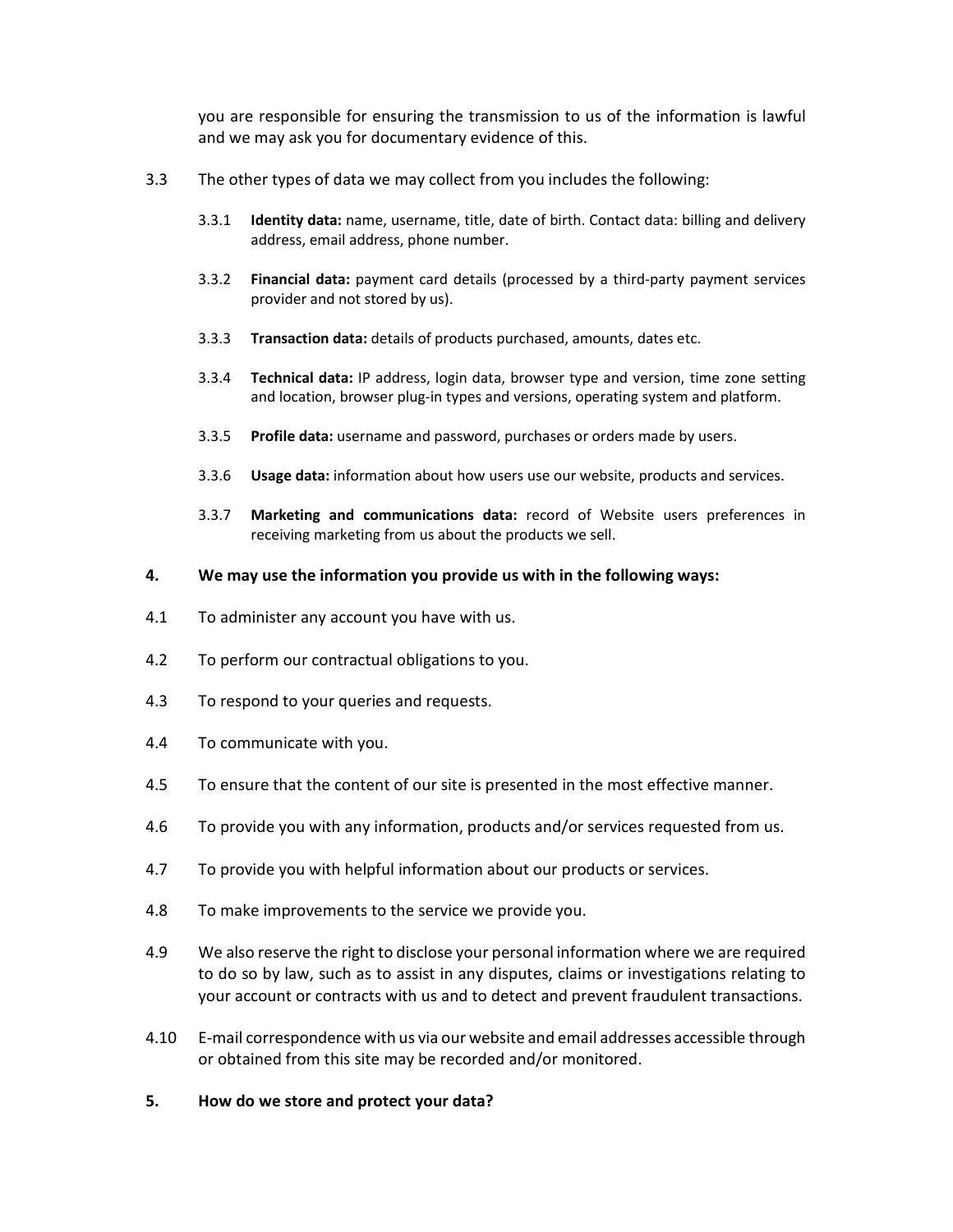you are responsible for ensuring the transmission to us of the information is lawful and we may ask you for documentary evidence of this.

3.3 The other types of data we may collect from you includes the following:

3.3.1 **Identity data:** name, username, title, date of birth. Contact data: billing and delivery address, email address, phone number.

3.3.2 **Financial data:** payment card details (processed by a third-party payment services provider and not stored by us).

3.3.3 **Transaction data:** details of products purchased, amounts, dates etc.

3.3.4 **Technical data:** IP address, login data, browser type and version, time zone setting and location, browser plug-in types and versions, operating system and platform.

3.3.5 **Profile data:** username and password, purchases or orders made by users.

3.3.6 **Usage data:** information about how users use our website, products and services.

3.3.7 **Marketing and communications data:** record of Website users preferences in receiving marketing from us about the products we sell.

**4. We may use the information you provide us with in the following ways:**

4.1 To administer any account you have with us.

4.2 To perform our contractual obligations to you.

4.3 To respond to your queries and requests.

4.4 To communicate with you.

4.5 To ensure that the content of our site is presented in the most effective manner.

4.6 To provide you with any information, products and/or services requested from us.

4.7 To provide you with helpful information about our products or services.

4.8 To make improvements to the service we provide you.

4.9 We also reserve the right to disclose your personal information where we are required to do so by law, such as to assist in any disputes, claims or investigations relating to your account or contracts with us and to detect and prevent fraudulent transactions.

4.10 E-mail correspondence with us via our website and email addresses accessible through or obtained from this site may be recorded and/or monitored.

**5. How do we store and protect your data?**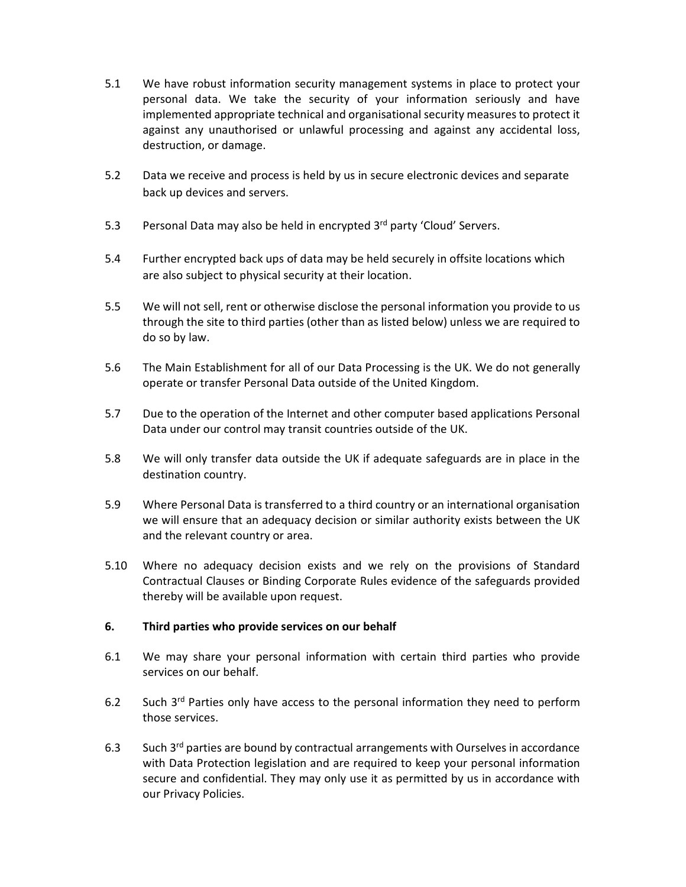5.1 We have robust information security management systems in place to protect your personal data. We take the security of your information seriously and have implemented appropriate technical and organisational security measures to protect it against any unauthorised or unlawful processing and against any accidental loss, destruction, or damage.

5.2 Data we receive and process is held by us in secure electronic devices and separate back up devices and servers.

5.3 Personal Data may also be held in encrypted 3rd party 'Cloud' Servers.

5.4 Further encrypted back ups of data may be held securely in offsite locations which are also subject to physical security at their location.

5.5 We will not sell, rent or otherwise disclose the personal information you provide to us through the site to third parties (other than as listed below) unless we are required to do so by law.

5.6 The Main Establishment for all of our Data Processing is the UK. We do not generally operate or transfer Personal Data outside of the United Kingdom.

5.7 Due to the operation of the Internet and other computer based applications Personal Data under our control may transit countries outside of the UK.

5.8 We will only transfer data outside the UK if adequate safeguards are in place in the destination country.

5.9 Where Personal Data is transferred to a third country or an international organisation we will ensure that an adequacy decision or similar authority exists between the UK and the relevant country or area.

5.10 Where no adequacy decision exists and we rely on the provisions of Standard Contractual Clauses or Binding Corporate Rules evidence of the safeguards provided thereby will be available upon request.

## 6. Third parties who provide services on our behalf

6.1 We may share your personal information with certain third parties who provide services on our behalf.

6.2 Such 3rd Parties only have access to the personal information they need to perform those services.

6.3 Such 3rd parties are bound by contractual arrangements with Ourselves in accordance with Data Protection legislation and are required to keep your personal information secure and confidential. They may only use it as permitted by us in accordance with our Privacy Policies.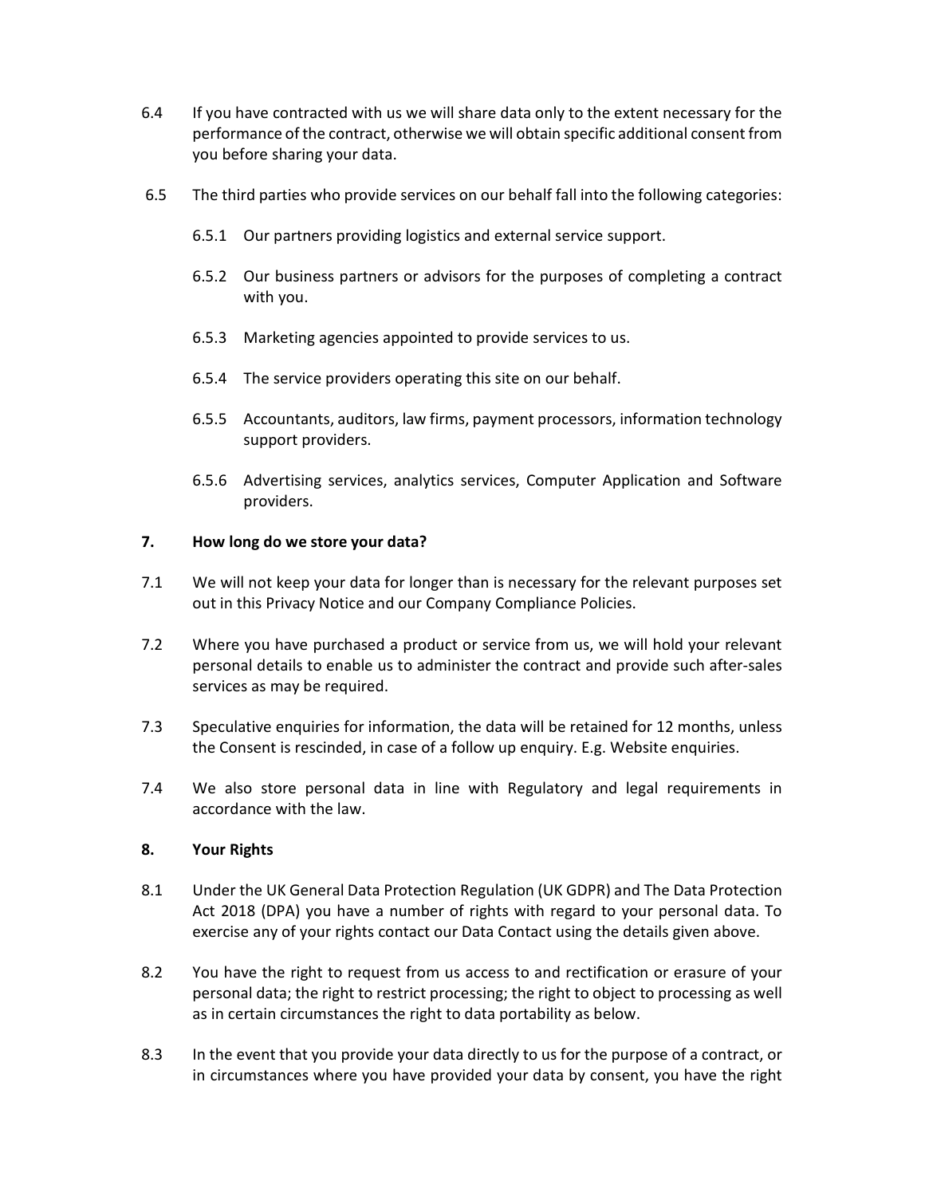6.4 If you have contracted with us we will share data only to the extent necessary for the performance of the contract, otherwise we will obtain specific additional consent from you before sharing your data.

6.5 The third parties who provide services on our behalf fall into the following categories:

6.5.1 Our partners providing logistics and external service support.

6.5.2 Our business partners or advisors for the purposes of completing a contract with you.

6.5.3 Marketing agencies appointed to provide services to us.

6.5.4 The service providers operating this site on our behalf.

6.5.5 Accountants, auditors, law firms, payment processors, information technology support providers.

6.5.6 Advertising services, analytics services, Computer Application and Software providers.

## 7. How long do we store your data?

7.1 We will not keep your data for longer than is necessary for the relevant purposes set out in this Privacy Notice and our Company Compliance Policies.

7.2 Where you have purchased a product or service from us, we will hold your relevant personal details to enable us to administer the contract and provide such after-sales services as may be required.

7.3 Speculative enquiries for information, the data will be retained for 12 months, unless the Consent is rescinded, in case of a follow up enquiry. E.g. Website enquiries.

7.4 We also store personal data in line with Regulatory and legal requirements in accordance with the law.

## 8. Your Rights

8.1 Under the UK General Data Protection Regulation (UK GDPR) and The Data Protection Act 2018 (DPA) you have a number of rights with regard to your personal data. To exercise any of your rights contact our Data Contact using the details given above.

8.2 You have the right to request from us access to and rectification or erasure of your personal data; the right to restrict processing; the right to object to processing as well as in certain circumstances the right to data portability as below.

8.3 In the event that you provide your data directly to us for the purpose of a contract, or in circumstances where you have provided your data by consent, you have the right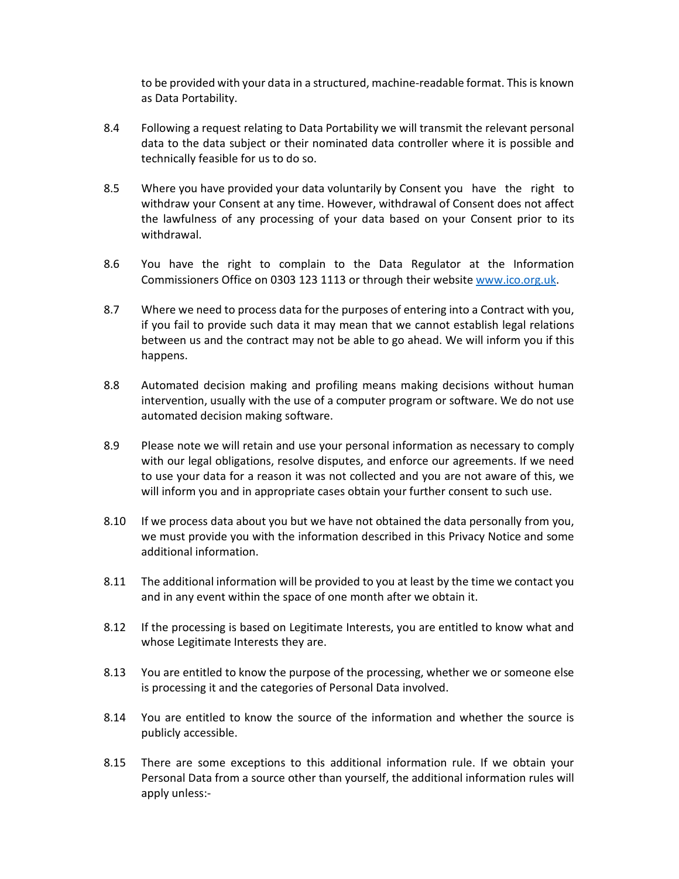to be provided with your data in a structured, machine-readable format. This is known as Data Portability.

8.4 Following a request relating to Data Portability we will transmit the relevant personal data to the data subject or their nominated data controller where it is possible and technically feasible for us to do so.

8.5 Where you have provided your data voluntarily by Consent you have the right to withdraw your Consent at any time. However, withdrawal of Consent does not affect the lawfulness of any processing of your data based on your Consent prior to its withdrawal.

8.6 You have the right to complain to the Data Regulator at the Information Commissioners Office on 0303 123 1113 or through their website [www.ico.org.uk](http://www.ico.org.uk).

8.7 Where we need to process data for the purposes of entering into a Contract with you, if you fail to provide such data it may mean that we cannot establish legal relations between us and the contract may not be able to go ahead. We will inform you if this happens.

8.8 Automated decision making and profiling means making decisions without human intervention, usually with the use of a computer program or software. We do not use automated decision making software.

8.9 Please note we will retain and use your personal information as necessary to comply with our legal obligations, resolve disputes, and enforce our agreements. If we need to use your data for a reason it was not collected and you are not aware of this, we will inform you and in appropriate cases obtain your further consent to such use.

8.10 If we process data about you but we have not obtained the data personally from you, we must provide you with the information described in this Privacy Notice and some additional information.

8.11 The additional information will be provided to you at least by the time we contact you and in any event within the space of one month after we obtain it.

8.12 If the processing is based on Legitimate Interests, you are entitled to know what and whose Legitimate Interests they are.

8.13 You are entitled to know the purpose of the processing, whether we or someone else is processing it and the categories of Personal Data involved.

8.14 You are entitled to know the source of the information and whether the source is publicly accessible.

8.15 There are some exceptions to this additional information rule. If we obtain your Personal Data from a source other than yourself, the additional information rules will apply unless:-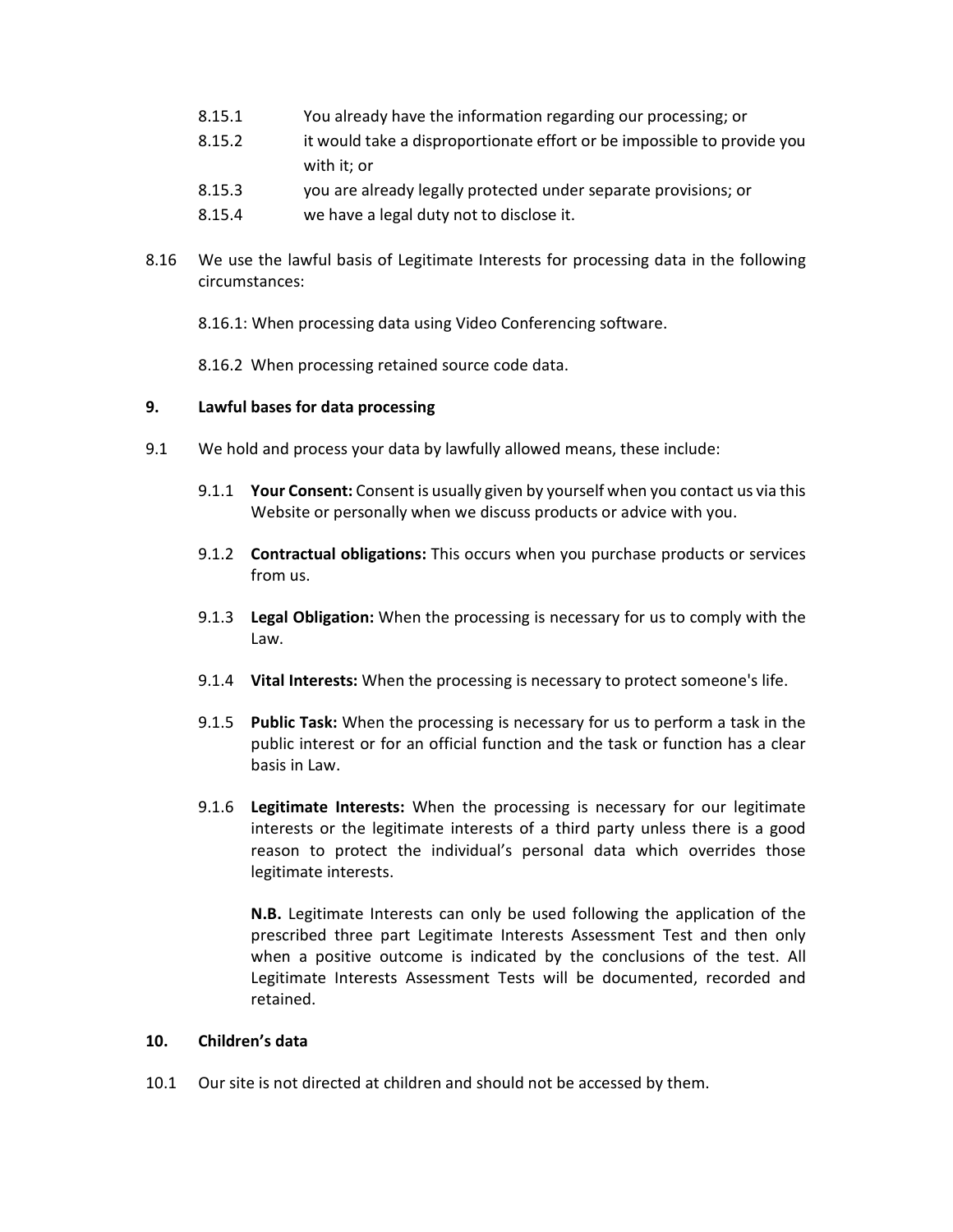8.15.1 You already have the information regarding our processing; or

8.15.2 it would take a disproportionate effort or be impossible to provide you with it; or

8.15.3 you are already legally protected under separate provisions; or

8.15.4 we have a legal duty not to disclose it.

8.16 We use the lawful basis of Legitimate Interests for processing data in the following circumstances:

8.16.1: When processing data using Video Conferencing software.

8.16.2 When processing retained source code data.

## 9. Lawful bases for data processing

9.1 We hold and process your data by lawfully allowed means, these include:

9.1.1 **Your Consent:** Consent is usually given by yourself when you contact us via this Website or personally when we discuss products or advice with you.

9.1.2 **Contractual obligations:** This occurs when you purchase products or services from us.

9.1.3 **Legal Obligation:** When the processing is necessary for us to comply with the Law.

9.1.4 **Vital Interests:** When the processing is necessary to protect someone's life.

9.1.5 **Public Task:** When the processing is necessary for us to perform a task in the public interest or for an official function and the task or function has a clear basis in Law.

9.1.6 **Legitimate Interests:** When the processing is necessary for our legitimate interests or the legitimate interests of a third party unless there is a good reason to protect the individual's personal data which overrides those legitimate interests.

**N.B.** Legitimate Interests can only be used following the application of the prescribed three part Legitimate Interests Assessment Test and then only when a positive outcome is indicated by the conclusions of the test. All Legitimate Interests Assessment Tests will be documented, recorded and retained.

## 10. Children's data

10.1 Our site is not directed at children and should not be accessed by them.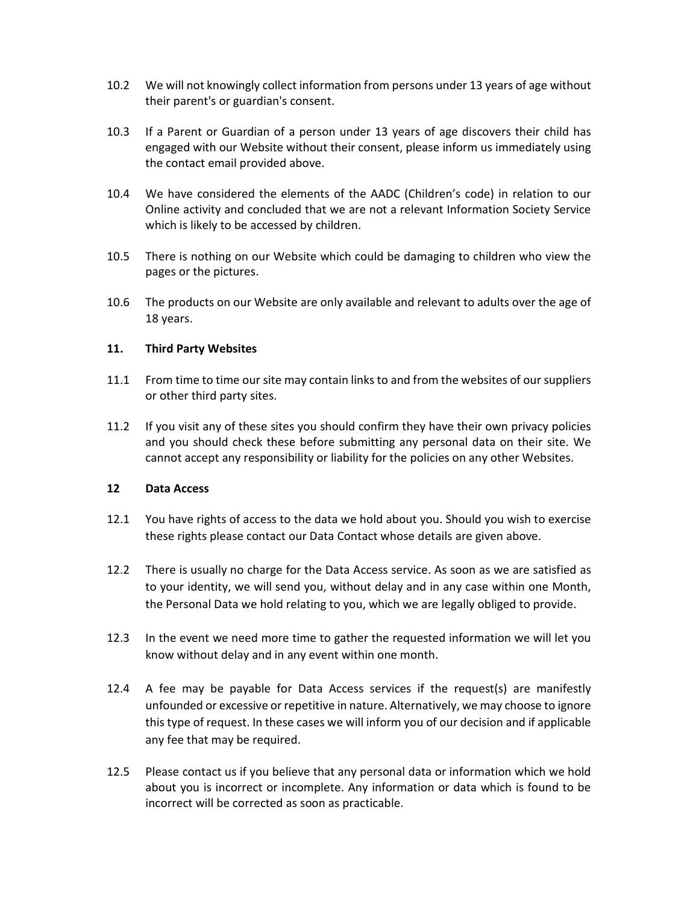10.2 We will not knowingly collect information from persons under 13 years of age without their parent's or guardian's consent.

10.3 If a Parent or Guardian of a person under 13 years of age discovers their child has engaged with our Website without their consent, please inform us immediately using the contact email provided above.

10.4 We have considered the elements of the AADC (Children's code) in relation to our Online activity and concluded that we are not a relevant Information Society Service which is likely to be accessed by children.

10.5 There is nothing on our Website which could be damaging to children who view the pages or the pictures.

10.6 The products on our Website are only available and relevant to adults over the age of 18 years.

### 11. Third Party Websites

11.1 From time to time our site may contain links to and from the websites of our suppliers or other third party sites.

11.2 If you visit any of these sites you should confirm they have their own privacy policies and you should check these before submitting any personal data on their site. We cannot accept any responsibility or liability for the policies on any other Websites.

### 12 Data Access

12.1 You have rights of access to the data we hold about you. Should you wish to exercise these rights please contact our Data Contact whose details are given above.

12.2 There is usually no charge for the Data Access service. As soon as we are satisfied as to your identity, we will send you, without delay and in any case within one Month, the Personal Data we hold relating to you, which we are legally obliged to provide.

12.3 In the event we need more time to gather the requested information we will let you know without delay and in any event within one month.

12.4 A fee may be payable for Data Access services if the request(s) are manifestly unfounded or excessive or repetitive in nature. Alternatively, we may choose to ignore this type of request. In these cases we will inform you of our decision and if applicable any fee that may be required.

12.5 Please contact us if you believe that any personal data or information which we hold about you is incorrect or incomplete. Any information or data which is found to be incorrect will be corrected as soon as practicable.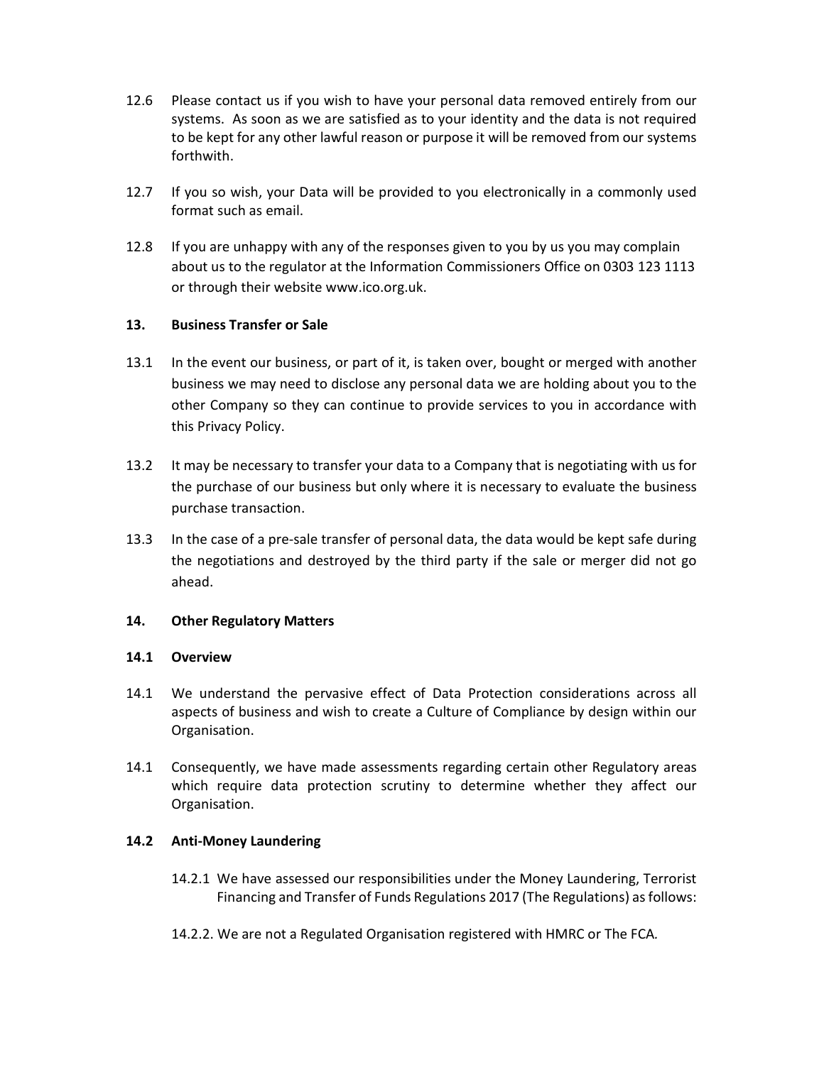12.6 Please contact us if you wish to have your personal data removed entirely from our systems. As soon as we are satisfied as to your identity and the data is not required to be kept for any other lawful reason or purpose it will be removed from our systems forthwith.

12.7 If you so wish, your Data will be provided to you electronically in a commonly used format such as email.

12.8 If you are unhappy with any of the responses given to you by us you may complain about us to the regulator at the Information Commissioners Office on 0303 123 1113 or through their website www.ico.org.uk.

## 13. Business Transfer or Sale

13.1 In the event our business, or part of it, is taken over, bought or merged with another business we may need to disclose any personal data we are holding about you to the other Company so they can continue to provide services to you in accordance with this Privacy Policy.

13.2 It may be necessary to transfer your data to a Company that is negotiating with us for the purchase of our business but only where it is necessary to evaluate the business purchase transaction.

13.3 In the case of a pre-sale transfer of personal data, the data would be kept safe during the negotiations and destroyed by the third party if the sale or merger did not go ahead.

## 14. Other Regulatory Matters

### 14.1 Overview

14.1 We understand the pervasive effect of Data Protection considerations across all aspects of business and wish to create a Culture of Compliance by design within our Organisation.

14.1 Consequently, we have made assessments regarding certain other Regulatory areas which require data protection scrutiny to determine whether they affect our Organisation.

### 14.2 Anti-Money Laundering

14.2.1 We have assessed our responsibilities under the Money Laundering, Terrorist Financing and Transfer of Funds Regulations 2017 (The Regulations) as follows:

14.2.2. We are not a Regulated Organisation registered with HMRC or The FCA.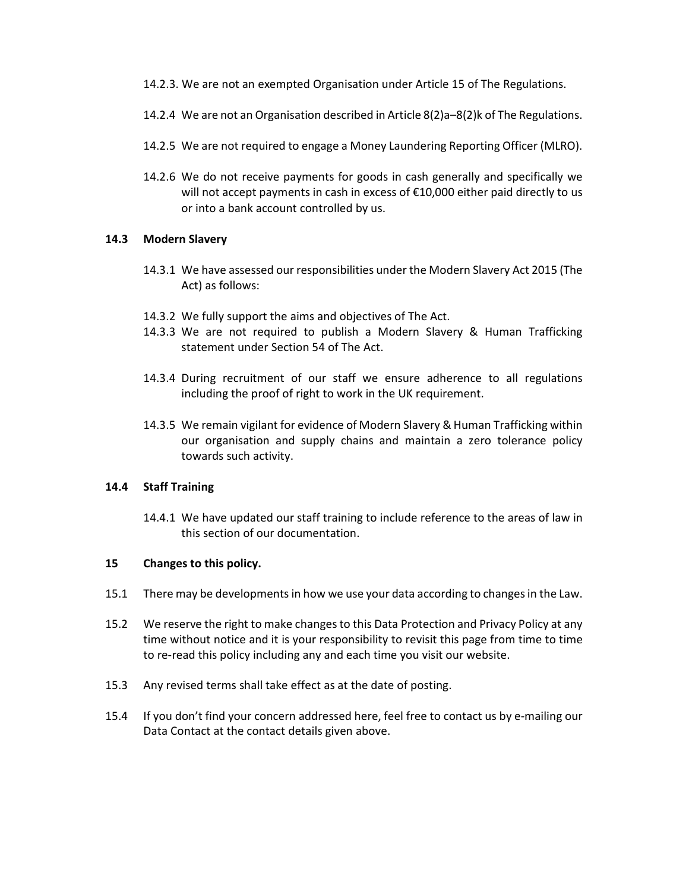14.2.3. We are not an exempted Organisation under Article 15 of The Regulations.

14.2.4 We are not an Organisation described in Article 8(2)a–8(2)k of The Regulations.

14.2.5 We are not required to engage a Money Laundering Reporting Officer (MLRO).

14.2.6 We do not receive payments for goods in cash generally and specifically we will not accept payments in cash in excess of €10,000 either paid directly to us or into a bank account controlled by us.

### 14.3 Modern Slavery

14.3.1 We have assessed our responsibilities under the Modern Slavery Act 2015 (The Act) as follows:

14.3.2 We fully support the aims and objectives of The Act.

14.3.3 We are not required to publish a Modern Slavery & Human Trafficking statement under Section 54 of The Act.

14.3.4 During recruitment of our staff we ensure adherence to all regulations including the proof of right to work in the UK requirement.

14.3.5 We remain vigilant for evidence of Modern Slavery & Human Trafficking within our organisation and supply chains and maintain a zero tolerance policy towards such activity.

### 14.4 Staff Training

14.4.1 We have updated our staff training to include reference to the areas of law in this section of our documentation.

## 15 Changes to this policy.

15.1 There may be developments in how we use your data according to changes in the Law.

15.2 We reserve the right to make changes to this Data Protection and Privacy Policy at any time without notice and it is your responsibility to revisit this page from time to time to re-read this policy including any and each time you visit our website.

15.3 Any revised terms shall take effect as at the date of posting.

15.4 If you don't find your concern addressed here, feel free to contact us by e-mailing our Data Contact at the contact details given above.